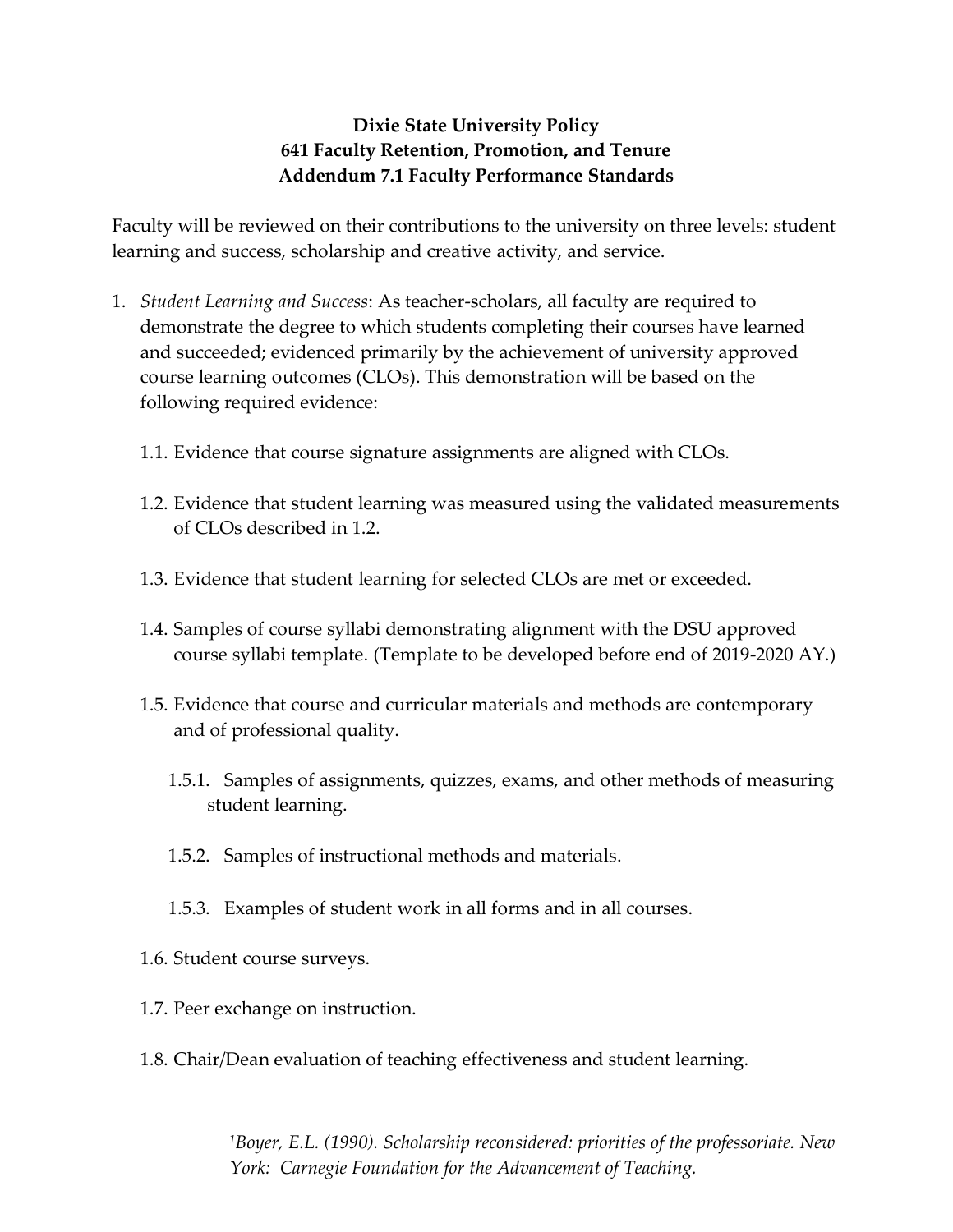**Dixie State University Policy**
**641 Faculty Retention, Promotion, and Tenure**
**Addendum 7.1 Faculty Performance Standards**

Faculty will be reviewed on their contributions to the university on three levels: student learning and success, scholarship and creative activity, and service.

1. *Student Learning and Success*: As teacher-scholars, all faculty are required to demonstrate the degree to which students completing their courses have learned and succeeded; evidenced primarily by the achievement of university approved course learning outcomes (CLOs). This demonstration will be based on the following required evidence:

    1.1. Evidence that course signature assignments are aligned with CLOs.

    1.2. Evidence that student learning was measured using the validated measurements of CLOs described in 1.2.

    1.3. Evidence that student learning for selected CLOs are met or exceeded.

    1.4. Samples of course syllabi demonstrating alignment with the DSU approved course syllabi template. (Template to be developed before end of 2019-2020 AY.)

    1.5. Evidence that course and curricular materials and methods are contemporary and of professional quality.

        1.5.1. Samples of assignments, quizzes, exams, and other methods of measuring student learning.

        1.5.2. Samples of instructional methods and materials.

        1.5.3. Examples of student work in all forms and in all courses.

    1.6. Student course surveys.

    1.7. Peer exchange on instruction.

    1.8. Chair/Dean evaluation of teaching effectiveness and student learning.

[1] *Boyer, E.L. (1990). Scholarship reconsidered: priorities of the professoriate. New York: Carnegie Foundation for the Advancement of Teaching.*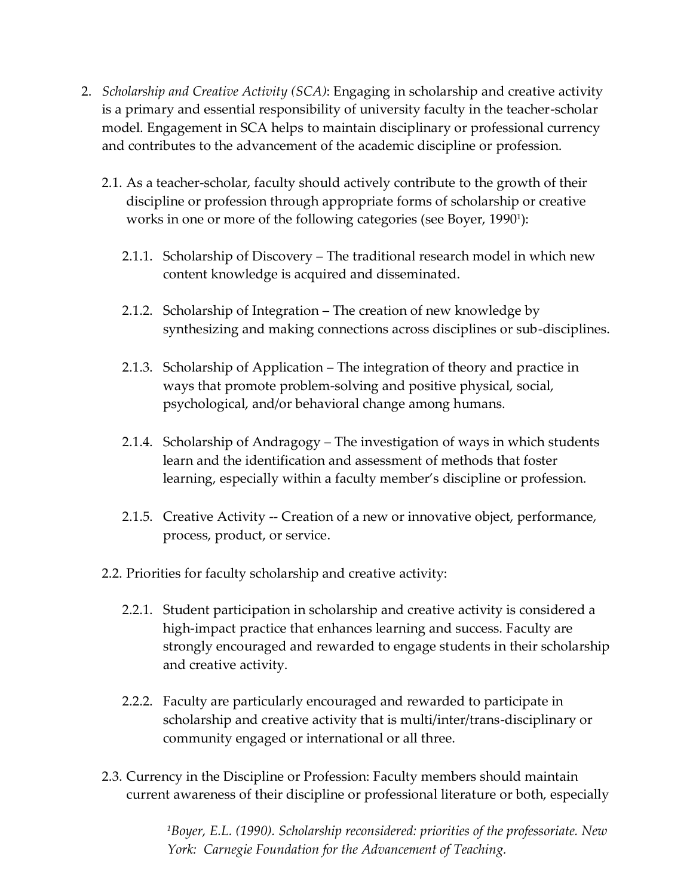2. *Scholarship and Creative Activity (SCA)*: Engaging in scholarship and creative activity is a primary and essential responsibility of university faculty in the teacher-scholar model. Engagement in SCA helps to maintain disciplinary or professional currency and contributes to the advancement of the academic discipline or profession.

   2.1. As a teacher-scholar, faculty should actively contribute to the growth of their discipline or profession through appropriate forms of scholarship or creative works in one or more of the following categories (see Boyer, 1990[1]):

      2.1.1. Scholarship of Discovery – The traditional research model in which new content knowledge is acquired and disseminated.

      2.1.2. Scholarship of Integration – The creation of new knowledge by synthesizing and making connections across disciplines or sub-disciplines.

      2.1.3. Scholarship of Application – The integration of theory and practice in ways that promote problem-solving and positive physical, social, psychological, and/or behavioral change among humans.

      2.1.4. Scholarship of Andragogy – The investigation of ways in which students learn and the identification and assessment of methods that foster learning, especially within a faculty member's discipline or profession.

      2.1.5. Creative Activity -- Creation of a new or innovative object, performance, process, product, or service.

   2.2. Priorities for faculty scholarship and creative activity:

      2.2.1. Student participation in scholarship and creative activity is considered a high-impact practice that enhances learning and success. Faculty are strongly encouraged and rewarded to engage students in their scholarship and creative activity.

      2.2.2. Faculty are particularly encouraged and rewarded to participate in scholarship and creative activity that is multi/inter/trans-disciplinary or community engaged or international or all three.

   2.3. Currency in the Discipline or Profession: Faculty members should maintain current awareness of their discipline or professional literature or both, especially

[1]*Boyer, E.L. (1990). Scholarship reconsidered: priorities of the professoriate. New York: Carnegie Foundation for the Advancement of Teaching.*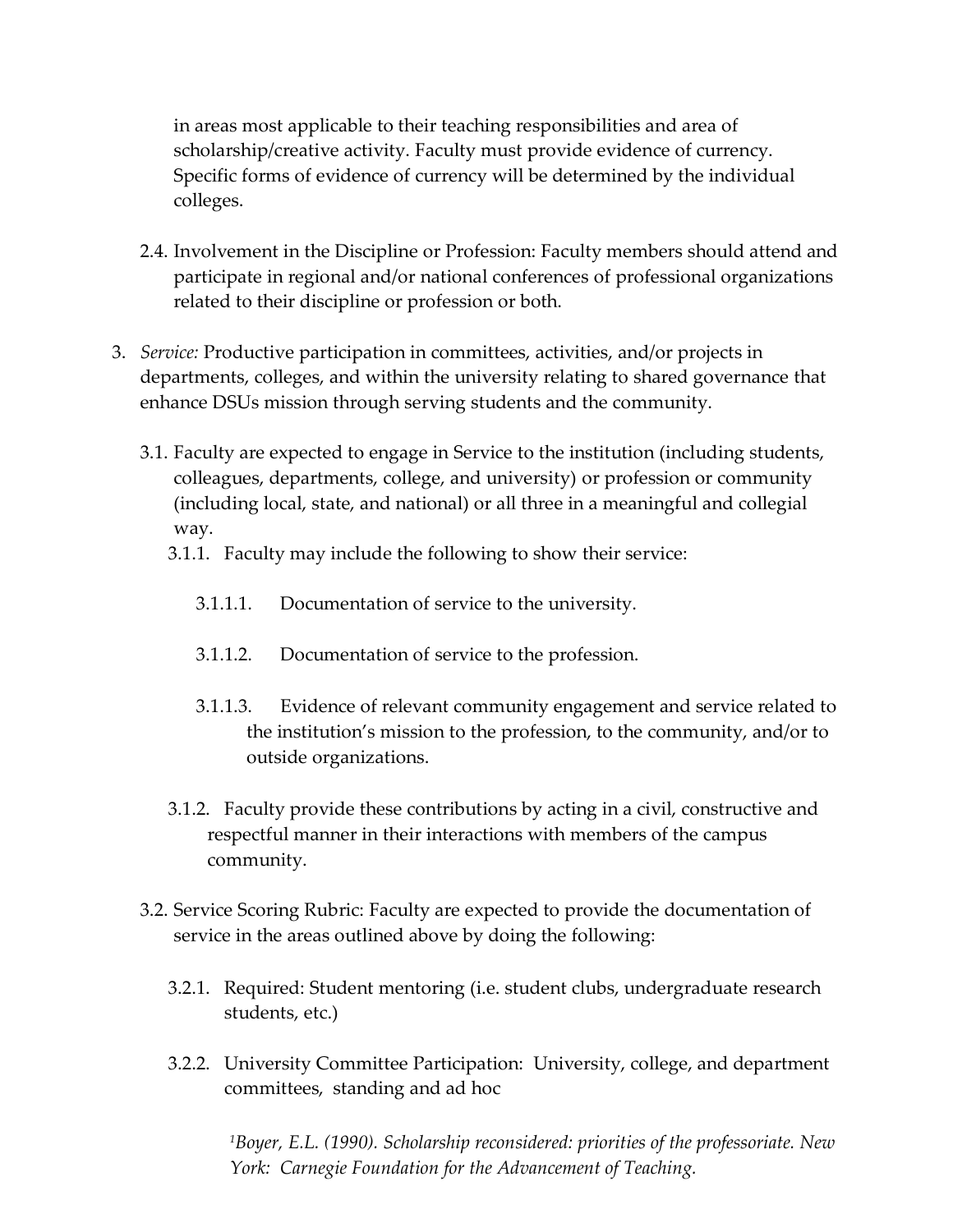in areas most applicable to their teaching responsibilities and area of scholarship/creative activity. Faculty must provide evidence of currency. Specific forms of evidence of currency will be determined by the individual colleges.

2.4. Involvement in the Discipline or Profession: Faculty members should attend and participate in regional and/or national conferences of professional organizations related to their discipline or profession or both.

3. *Service:* Productive participation in committees, activities, and/or projects in departments, colleges, and within the university relating to shared governance that enhance DSUs mission through serving students and the community.

   3.1. Faculty are expected to engage in Service to the institution (including students, colleagues, departments, college, and university) or profession or community (including local, state, and national) or all three in a meaningful and collegial way.

      3.1.1. Faculty may include the following to show their service:

         3.1.1.1. Documentation of service to the university.

         3.1.1.2. Documentation of service to the profession.

         3.1.1.3. Evidence of relevant community engagement and service related to the institution's mission to the profession, to the community, and/or to outside organizations.

      3.1.2. Faculty provide these contributions by acting in a civil, constructive and respectful manner in their interactions with members of the campus community.

   3.2. Service Scoring Rubric: Faculty are expected to provide the documentation of service in the areas outlined above by doing the following:

      3.2.1. Required: Student mentoring (i.e. student clubs, undergraduate research students, etc.)

      3.2.2. University Committee Participation: University, college, and department committees, standing and ad hoc

[1]*Boyer, E.L. (1990). Scholarship reconsidered: priorities of the professoriate. New York: Carnegie Foundation for the Advancement of Teaching.*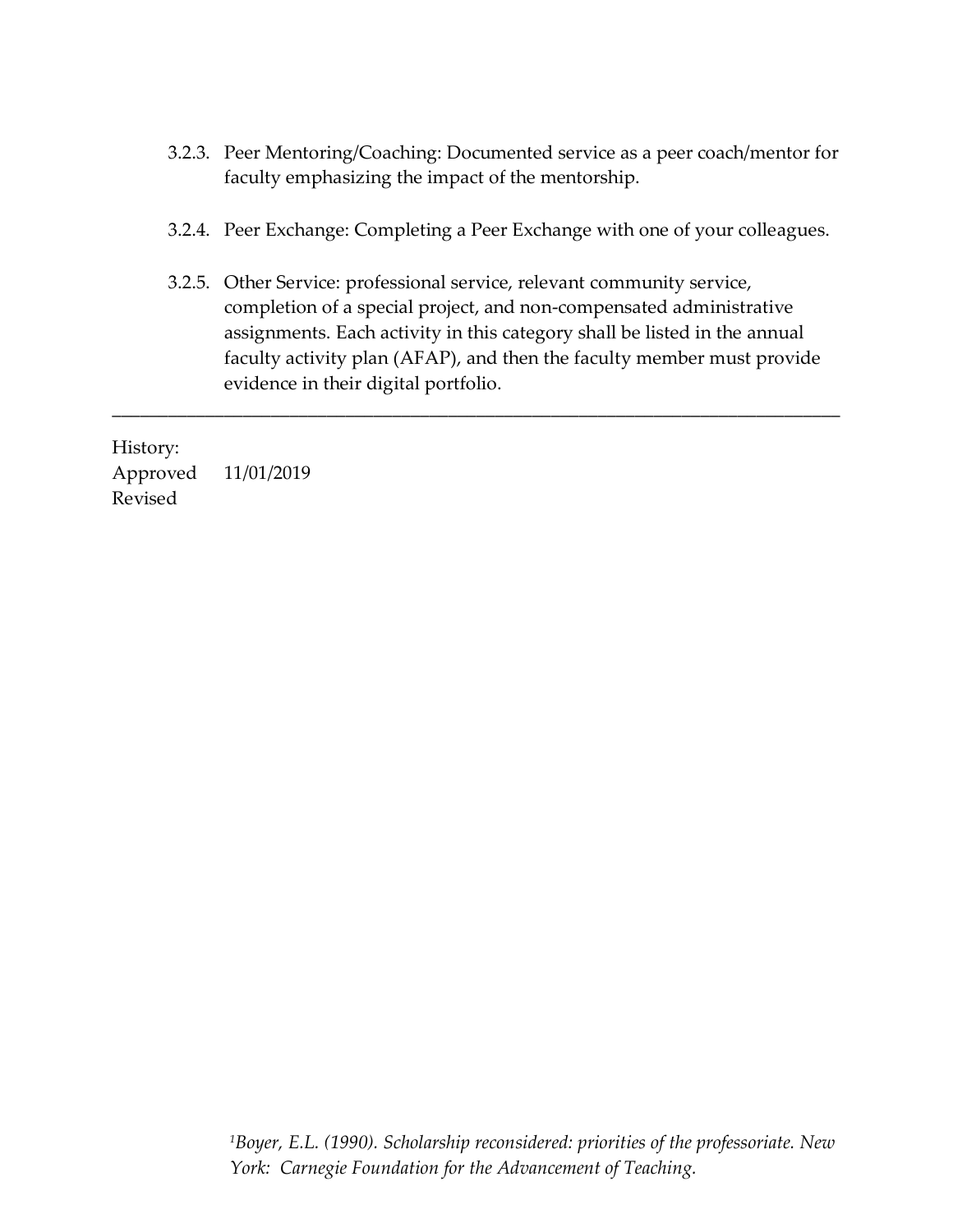3.2.3. Peer Mentoring/Coaching: Documented service as a peer coach/mentor for faculty emphasizing the impact of the mentorship.

3.2.4. Peer Exchange: Completing a Peer Exchange with one of your colleagues.

3.2.5. Other Service: professional service, relevant community service, completion of a special project, and non-compensated administrative assignments. Each activity in this category shall be listed in the annual faculty activity plan (AFAP), and then the faculty member must provide evidence in their digital portfolio.

---

History:
Approved 11/01/2019
Revised

[1] *Boyer, E.L. (1990). Scholarship reconsidered: priorities of the professoriate. New York: Carnegie Foundation for the Advancement of Teaching.*